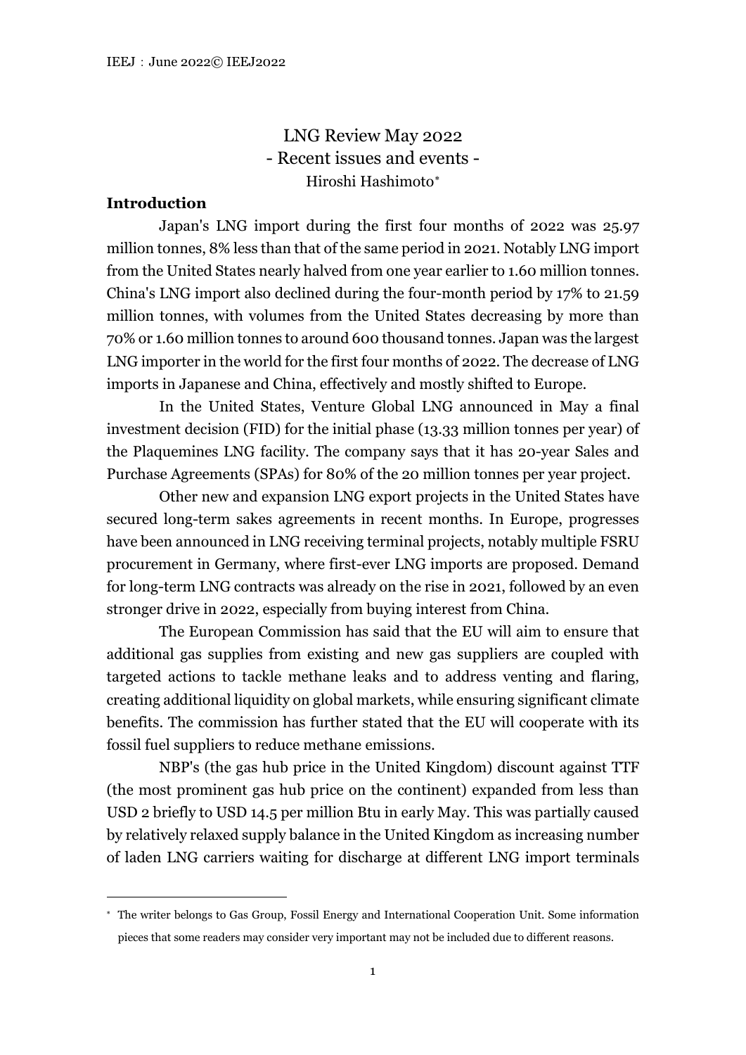# LNG Review May 2022
## - Recent issues and events -

Hiroshi Hashimoto[*]

### Introduction

Japan's LNG import during the first four months of 2022 was 25.97 million tonnes, 8% less than that of the same period in 2021. Notably LNG import from the United States nearly halved from one year earlier to 1.60 million tonnes. China's LNG import also declined during the four-month period by 17% to 21.59 million tonnes, with volumes from the United States decreasing by more than 70% or 1.60 million tonnes to around 600 thousand tonnes. Japan was the largest LNG importer in the world for the first four months of 2022. The decrease of LNG imports in Japanese and China, effectively and mostly shifted to Europe.

In the United States, Venture Global LNG announced in May a final investment decision (FID) for the initial phase (13.33 million tonnes per year) of the Plaquemines LNG facility. The company says that it has 20-year Sales and Purchase Agreements (SPAs) for 80% of the 20 million tonnes per year project.

Other new and expansion LNG export projects in the United States have secured long-term sakes agreements in recent months. In Europe, progresses have been announced in LNG receiving terminal projects, notably multiple FSRU procurement in Germany, where first-ever LNG imports are proposed. Demand for long-term LNG contracts was already on the rise in 2021, followed by an even stronger drive in 2022, especially from buying interest from China.

The European Commission has said that the EU will aim to ensure that additional gas supplies from existing and new gas suppliers are coupled with targeted actions to tackle methane leaks and to address venting and flaring, creating additional liquidity on global markets, while ensuring significant climate benefits. The commission has further stated that the EU will cooperate with its fossil fuel suppliers to reduce methane emissions.

NBP's (the gas hub price in the United Kingdom) discount against TTF (the most prominent gas hub price on the continent) expanded from less than USD 2 briefly to USD 14.5 per million Btu in early May. This was partially caused by relatively relaxed supply balance in the United Kingdom as increasing number of laden LNG carriers waiting for discharge at different LNG import terminals

[*] The writer belongs to Gas Group, Fossil Energy and International Cooperation Unit. Some information pieces that some readers may consider very important may not be included due to different reasons.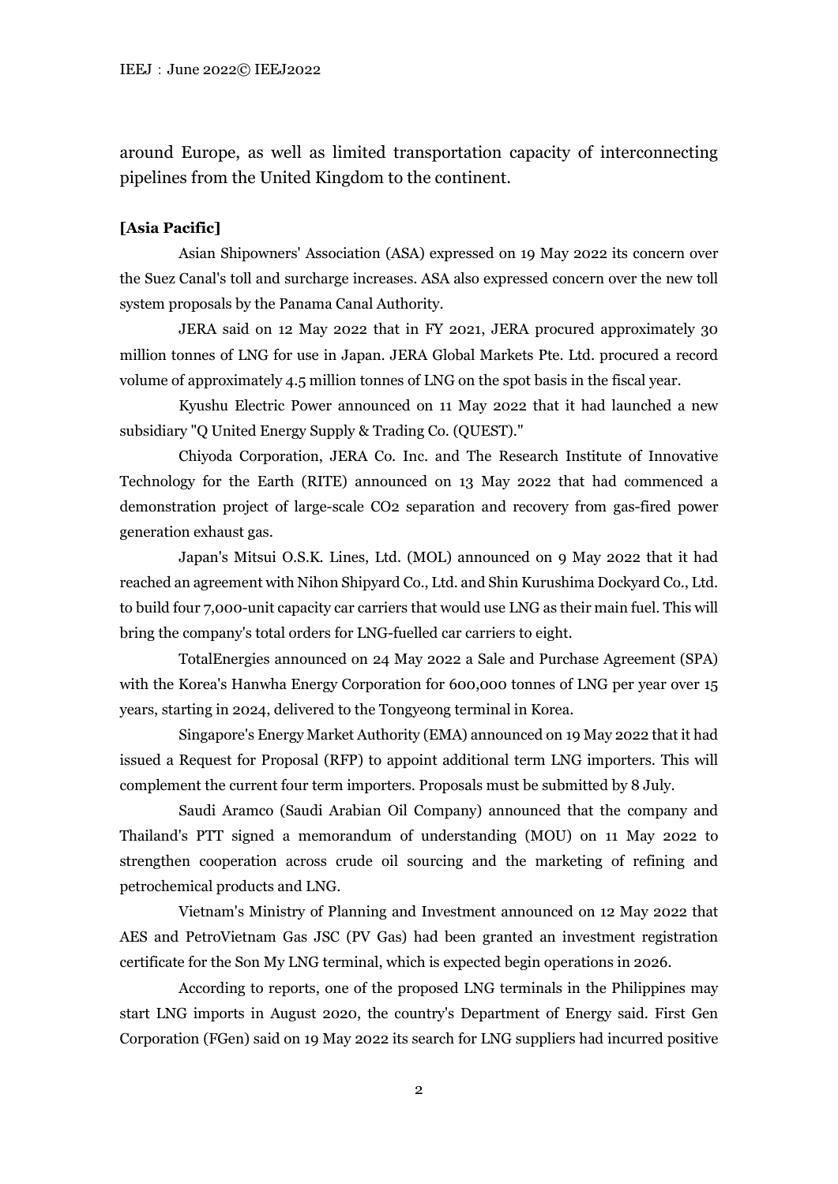around Europe, as well as limited transportation capacity of interconnecting pipelines from the United Kingdom to the continent.

**[Asia Pacific]**

Asian Shipowners' Association (ASA) expressed on 19 May 2022 its concern over the Suez Canal's toll and surcharge increases. ASA also expressed concern over the new toll system proposals by the Panama Canal Authority.

JERA said on 12 May 2022 that in FY 2021, JERA procured approximately 30 million tonnes of LNG for use in Japan. JERA Global Markets Pte. Ltd. procured a record volume of approximately 4.5 million tonnes of LNG on the spot basis in the fiscal year.

Kyushu Electric Power announced on 11 May 2022 that it had launched a new subsidiary "Q United Energy Supply & Trading Co. (QUEST)."

Chiyoda Corporation, JERA Co. Inc. and The Research Institute of Innovative Technology for the Earth (RITE) announced on 13 May 2022 that had commenced a demonstration project of large-scale $CO_2$ separation and recovery from gas-fired power generation exhaust gas.

Japan's Mitsui O.S.K. Lines, Ltd. (MOL) announced on 9 May 2022 that it had reached an agreement with Nihon Shipyard Co., Ltd. and Shin Kurushima Dockyard Co., Ltd. to build four 7,000-unit capacity car carriers that would use LNG as their main fuel. This will bring the company's total orders for LNG-fuelled car carriers to eight.

TotalEnergies announced on 24 May 2022 a Sale and Purchase Agreement (SPA) with the Korea's Hanwha Energy Corporation for 600,000 tonnes of LNG per year over 15 years, starting in 2024, delivered to the Tongyeong terminal in Korea.

Singapore's Energy Market Authority (EMA) announced on 19 May 2022 that it had issued a Request for Proposal (RFP) to appoint additional term LNG importers. This will complement the current four term importers. Proposals must be submitted by 8 July.

Saudi Aramco (Saudi Arabian Oil Company) announced that the company and Thailand's PTT signed a memorandum of understanding (MOU) on 11 May 2022 to strengthen cooperation across crude oil sourcing and the marketing of refining and petrochemical products and LNG.

Vietnam's Ministry of Planning and Investment announced on 12 May 2022 that AES and PetroVietnam Gas JSC (PV Gas) had been granted an investment registration certificate for the Son My LNG terminal, which is expected begin operations in 2026.

According to reports, one of the proposed LNG terminals in the Philippines may start LNG imports in August 2020, the country's Department of Energy said. First Gen Corporation (FGen) said on 19 May 2022 its search for LNG suppliers had incurred positive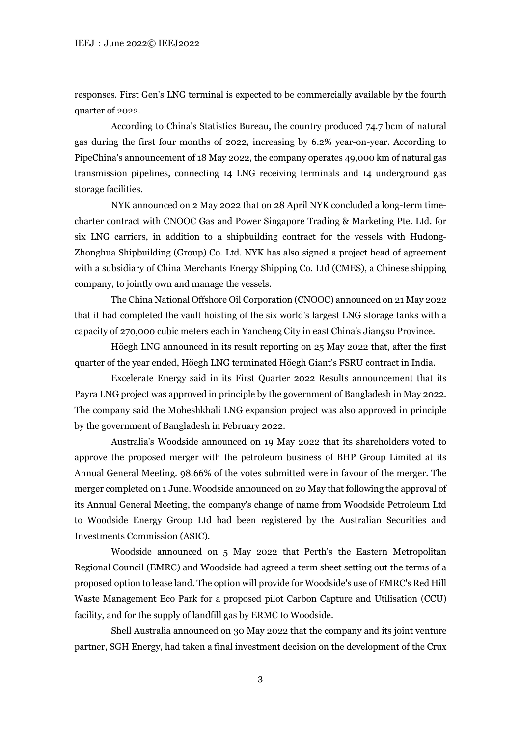responses. First Gen's LNG terminal is expected to be commercially available by the fourth quarter of 2022.

According to China's Statistics Bureau, the country produced 74.7 bcm of natural gas during the first four months of 2022, increasing by 6.2% year-on-year. According to PipeChina's announcement of 18 May 2022, the company operates 49,000 km of natural gas transmission pipelines, connecting 14 LNG receiving terminals and 14 underground gas storage facilities.

NYK announced on 2 May 2022 that on 28 April NYK concluded a long-term time-charter contract with CNOOC Gas and Power Singapore Trading & Marketing Pte. Ltd. for six LNG carriers, in addition to a shipbuilding contract for the vessels with Hudong-Zhonghua Shipbuilding (Group) Co. Ltd. NYK has also signed a project head of agreement with a subsidiary of China Merchants Energy Shipping Co. Ltd (CMES), a Chinese shipping company, to jointly own and manage the vessels.

The China National Offshore Oil Corporation (CNOOC) announced on 21 May 2022 that it had completed the vault hoisting of the six world's largest LNG storage tanks with a capacity of 270,000 cubic meters each in Yancheng City in east China's Jiangsu Province.

Höegh LNG announced in its result reporting on 25 May 2022 that, after the first quarter of the year ended, Höegh LNG terminated Höegh Giant's FSRU contract in India.

Excelerate Energy said in its First Quarter 2022 Results announcement that its Payra LNG project was approved in principle by the government of Bangladesh in May 2022. The company said the Moheshkhali LNG expansion project was also approved in principle by the government of Bangladesh in February 2022.

Australia's Woodside announced on 19 May 2022 that its shareholders voted to approve the proposed merger with the petroleum business of BHP Group Limited at its Annual General Meeting. 98.66% of the votes submitted were in favour of the merger. The merger completed on 1 June. Woodside announced on 20 May that following the approval of its Annual General Meeting, the company's change of name from Woodside Petroleum Ltd to Woodside Energy Group Ltd had been registered by the Australian Securities and Investments Commission (ASIC).

Woodside announced on 5 May 2022 that Perth's the Eastern Metropolitan Regional Council (EMRC) and Woodside had agreed a term sheet setting out the terms of a proposed option to lease land. The option will provide for Woodside's use of EMRC's Red Hill Waste Management Eco Park for a proposed pilot Carbon Capture and Utilisation (CCU) facility, and for the supply of landfill gas by ERMC to Woodside.

Shell Australia announced on 30 May 2022 that the company and its joint venture partner, SGH Energy, had taken a final investment decision on the development of the Crux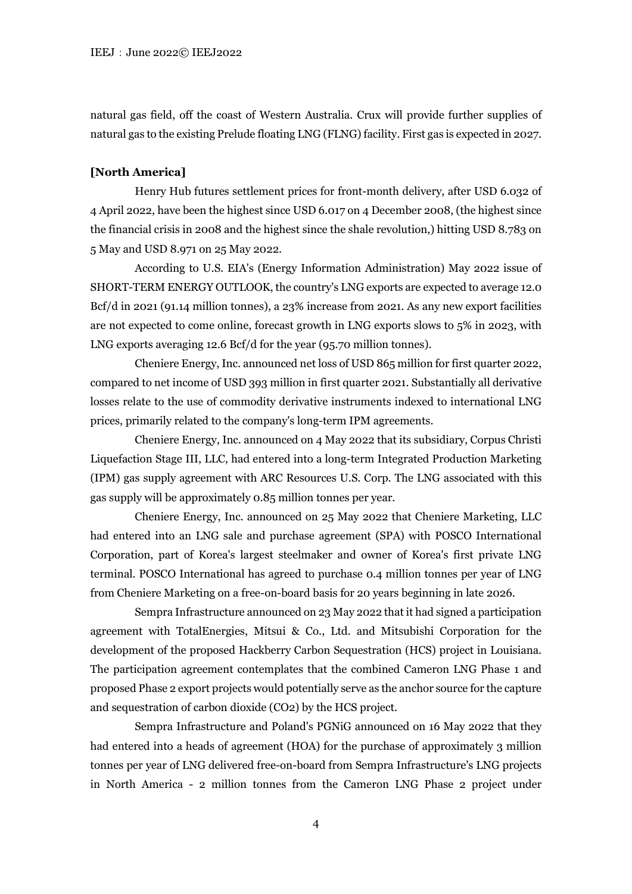natural gas field, off the coast of Western Australia. Crux will provide further supplies of natural gas to the existing Prelude floating LNG (FLNG) facility. First gas is expected in 2027.

**[North America]**

Henry Hub futures settlement prices for front-month delivery, after USD 6.032 of 4 April 2022, have been the highest since USD 6.017 on 4 December 2008, (the highest since the financial crisis in 2008 and the highest since the shale revolution,) hitting USD 8.783 on 5 May and USD 8.971 on 25 May 2022.

According to U.S. EIA's (Energy Information Administration) May 2022 issue of SHORT-TERM ENERGY OUTLOOK, the country's LNG exports are expected to average 12.0 Bcf/d in 2021 (91.14 million tonnes), a 23% increase from 2021. As any new export facilities are not expected to come online, forecast growth in LNG exports slows to 5% in 2023, with LNG exports averaging 12.6 Bcf/d for the year (95.70 million tonnes).

Cheniere Energy, Inc. announced net loss of USD 865 million for first quarter 2022, compared to net income of USD 393 million in first quarter 2021. Substantially all derivative losses relate to the use of commodity derivative instruments indexed to international LNG prices, primarily related to the company's long-term IPM agreements.

Cheniere Energy, Inc. announced on 4 May 2022 that its subsidiary, Corpus Christi Liquefaction Stage III, LLC, had entered into a long-term Integrated Production Marketing (IPM) gas supply agreement with ARC Resources U.S. Corp. The LNG associated with this gas supply will be approximately 0.85 million tonnes per year.

Cheniere Energy, Inc. announced on 25 May 2022 that Cheniere Marketing, LLC had entered into an LNG sale and purchase agreement (SPA) with POSCO International Corporation, part of Korea's largest steelmaker and owner of Korea's first private LNG terminal. POSCO International has agreed to purchase 0.4 million tonnes per year of LNG from Cheniere Marketing on a free-on-board basis for 20 years beginning in late 2026.

Sempra Infrastructure announced on 23 May 2022 that it had signed a participation agreement with TotalEnergies, Mitsui & Co., Ltd. and Mitsubishi Corporation for the development of the proposed Hackberry Carbon Sequestration (HCS) project in Louisiana. The participation agreement contemplates that the combined Cameron LNG Phase 1 and proposed Phase 2 export projects would potentially serve as the anchor source for the capture and sequestration of carbon dioxide ($CO_2$) by the HCS project.

Sempra Infrastructure and Poland's PGNiG announced on 16 May 2022 that they had entered into a heads of agreement (HOA) for the purchase of approximately 3 million tonnes per year of LNG delivered free-on-board from Sempra Infrastructure's LNG projects in North America - 2 million tonnes from the Cameron LNG Phase 2 project under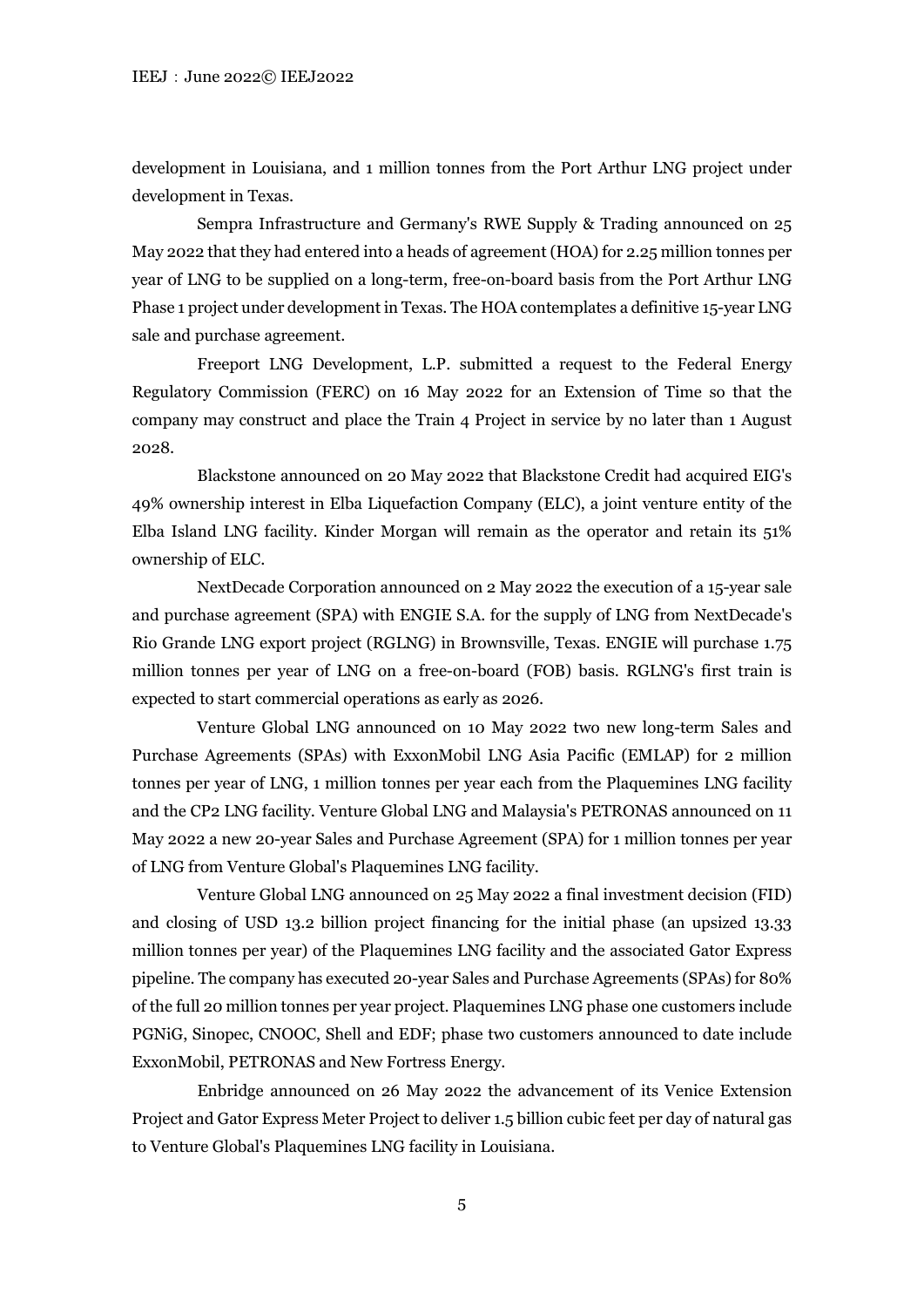development in Louisiana, and 1 million tonnes from the Port Arthur LNG project under development in Texas.

Sempra Infrastructure and Germany's RWE Supply & Trading announced on 25 May 2022 that they had entered into a heads of agreement (HOA) for 2.25 million tonnes per year of LNG to be supplied on a long-term, free-on-board basis from the Port Arthur LNG Phase 1 project under development in Texas. The HOA contemplates a definitive 15-year LNG sale and purchase agreement.

Freeport LNG Development, L.P. submitted a request to the Federal Energy Regulatory Commission (FERC) on 16 May 2022 for an Extension of Time so that the company may construct and place the Train 4 Project in service by no later than 1 August 2028.

Blackstone announced on 20 May 2022 that Blackstone Credit had acquired EIG's 49% ownership interest in Elba Liquefaction Company (ELC), a joint venture entity of the Elba Island LNG facility. Kinder Morgan will remain as the operator and retain its 51% ownership of ELC.

NextDecade Corporation announced on 2 May 2022 the execution of a 15-year sale and purchase agreement (SPA) with ENGIE S.A. for the supply of LNG from NextDecade's Rio Grande LNG export project (RGLNG) in Brownsville, Texas. ENGIE will purchase 1.75 million tonnes per year of LNG on a free-on-board (FOB) basis. RGLNG's first train is expected to start commercial operations as early as 2026.

Venture Global LNG announced on 10 May 2022 two new long-term Sales and Purchase Agreements (SPAs) with ExxonMobil LNG Asia Pacific (EMLAP) for 2 million tonnes per year of LNG, 1 million tonnes per year each from the Plaquemines LNG facility and the CP2 LNG facility. Venture Global LNG and Malaysia's PETRONAS announced on 11 May 2022 a new 20-year Sales and Purchase Agreement (SPA) for 1 million tonnes per year of LNG from Venture Global's Plaquemines LNG facility.

Venture Global LNG announced on 25 May 2022 a final investment decision (FID) and closing of USD 13.2 billion project financing for the initial phase (an upsized 13.33 million tonnes per year) of the Plaquemines LNG facility and the associated Gator Express pipeline. The company has executed 20-year Sales and Purchase Agreements (SPAs) for 80% of the full 20 million tonnes per year project. Plaquemines LNG phase one customers include PGNiG, Sinopec, CNOOC, Shell and EDF; phase two customers announced to date include ExxonMobil, PETRONAS and New Fortress Energy.

Enbridge announced on 26 May 2022 the advancement of its Venice Extension Project and Gator Express Meter Project to deliver 1.5 billion cubic feet per day of natural gas to Venture Global's Plaquemines LNG facility in Louisiana.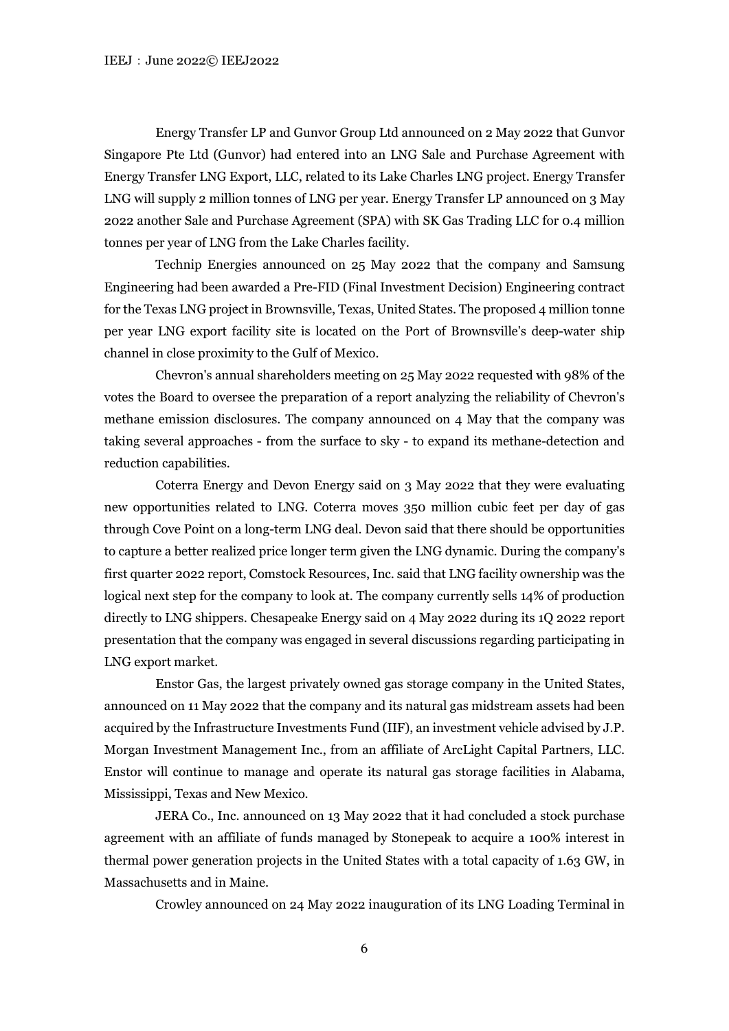Energy Transfer LP and Gunvor Group Ltd announced on 2 May 2022 that Gunvor Singapore Pte Ltd (Gunvor) had entered into an LNG Sale and Purchase Agreement with Energy Transfer LNG Export, LLC, related to its Lake Charles LNG project. Energy Transfer LNG will supply 2 million tonnes of LNG per year. Energy Transfer LP announced on 3 May 2022 another Sale and Purchase Agreement (SPA) with SK Gas Trading LLC for 0.4 million tonnes per year of LNG from the Lake Charles facility.

Technip Energies announced on 25 May 2022 that the company and Samsung Engineering had been awarded a Pre-FID (Final Investment Decision) Engineering contract for the Texas LNG project in Brownsville, Texas, United States. The proposed 4 million tonne per year LNG export facility site is located on the Port of Brownsville's deep-water ship channel in close proximity to the Gulf of Mexico.

Chevron's annual shareholders meeting on 25 May 2022 requested with 98% of the votes the Board to oversee the preparation of a report analyzing the reliability of Chevron's methane emission disclosures. The company announced on 4 May that the company was taking several approaches - from the surface to sky - to expand its methane-detection and reduction capabilities.

Coterra Energy and Devon Energy said on 3 May 2022 that they were evaluating new opportunities related to LNG. Coterra moves 350 million cubic feet per day of gas through Cove Point on a long-term LNG deal. Devon said that there should be opportunities to capture a better realized price longer term given the LNG dynamic. During the company's first quarter 2022 report, Comstock Resources, Inc. said that LNG facility ownership was the logical next step for the company to look at. The company currently sells 14% of production directly to LNG shippers. Chesapeake Energy said on 4 May 2022 during its 1Q 2022 report presentation that the company was engaged in several discussions regarding participating in LNG export market.

Enstor Gas, the largest privately owned gas storage company in the United States, announced on 11 May 2022 that the company and its natural gas midstream assets had been acquired by the Infrastructure Investments Fund (IIF), an investment vehicle advised by J.P. Morgan Investment Management Inc., from an affiliate of ArcLight Capital Partners, LLC. Enstor will continue to manage and operate its natural gas storage facilities in Alabama, Mississippi, Texas and New Mexico.

JERA Co., Inc. announced on 13 May 2022 that it had concluded a stock purchase agreement with an affiliate of funds managed by Stonepeak to acquire a 100% interest in thermal power generation projects in the United States with a total capacity of 1.63 GW, in Massachusetts and in Maine.

Crowley announced on 24 May 2022 inauguration of its LNG Loading Terminal in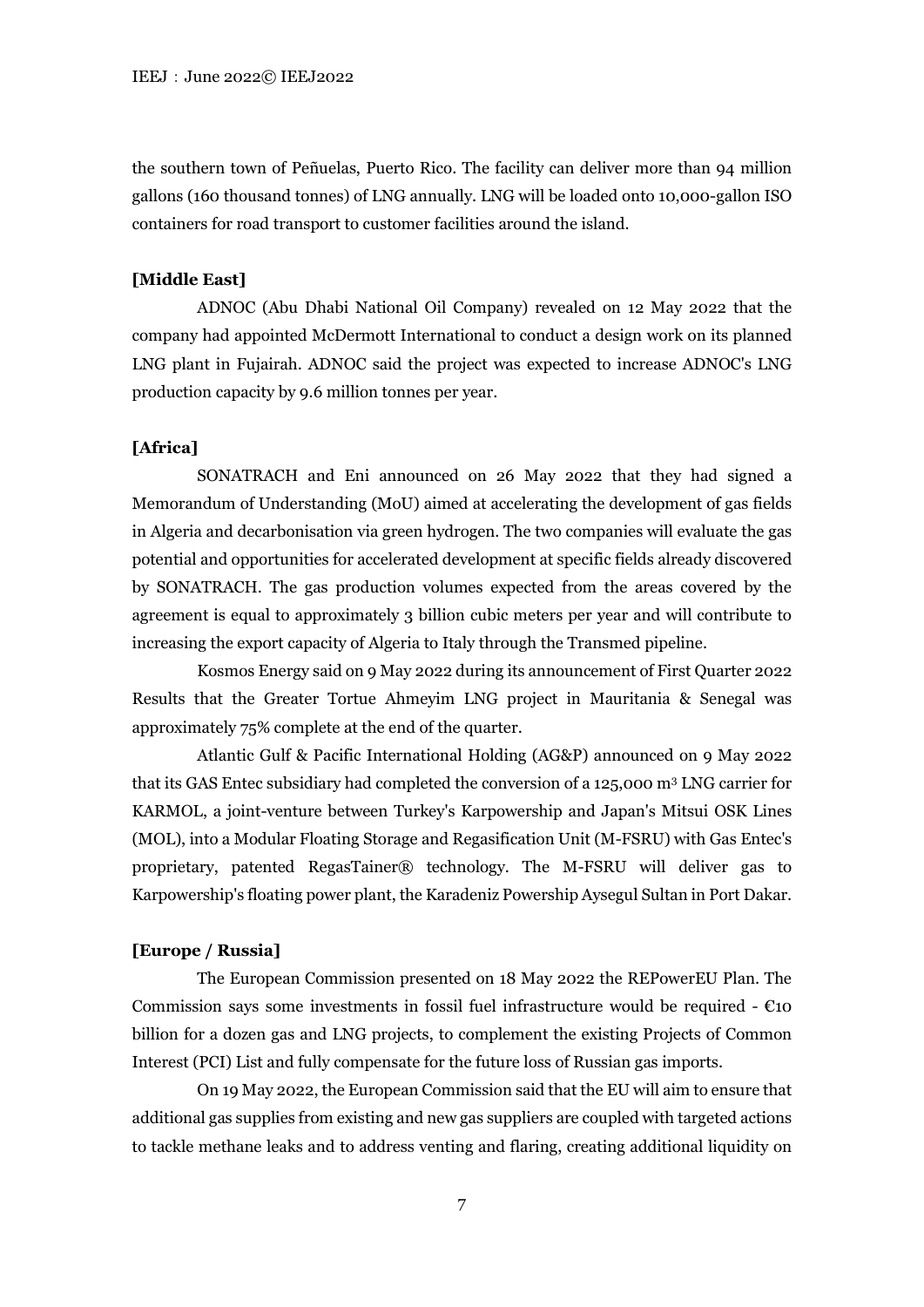the southern town of Peñuelas, Puerto Rico. The facility can deliver more than 94 million gallons (160 thousand tonnes) of LNG annually. LNG will be loaded onto 10,000-gallon ISO containers for road transport to customer facilities around the island.

**[Middle East]**

ADNOC (Abu Dhabi National Oil Company) revealed on 12 May 2022 that the company had appointed McDermott International to conduct a design work on its planned LNG plant in Fujairah. ADNOC said the project was expected to increase ADNOC's LNG production capacity by 9.6 million tonnes per year.

**[Africa]**

SONATRACH and Eni announced on 26 May 2022 that they had signed a Memorandum of Understanding (MoU) aimed at accelerating the development of gas fields in Algeria and decarbonisation via green hydrogen. The two companies will evaluate the gas potential and opportunities for accelerated development at specific fields already discovered by SONATRACH. The gas production volumes expected from the areas covered by the agreement is equal to approximately 3 billion cubic meters per year and will contribute to increasing the export capacity of Algeria to Italy through the Transmed pipeline.

Kosmos Energy said on 9 May 2022 during its announcement of First Quarter 2022 Results that the Greater Tortue Ahmeyim LNG project in Mauritania & Senegal was approximately 75% complete at the end of the quarter.

Atlantic Gulf & Pacific International Holding (AG&P) announced on 9 May 2022 that its GAS Entec subsidiary had completed the conversion of a 125,000 $m^3$ LNG carrier for KARMOL, a joint-venture between Turkey's Karpowership and Japan's Mitsui OSK Lines (MOL), into a Modular Floating Storage and Regasification Unit (M-FSRU) with Gas Entec's proprietary, patented RegasTainer® technology. The M-FSRU will deliver gas to Karpowership's floating power plant, the Karadeniz Powership Aysegul Sultan in Port Dakar.

**[Europe / Russia]**

The European Commission presented on 18 May 2022 the REPowerEU Plan. The Commission says some investments in fossil fuel infrastructure would be required - €10 billion for a dozen gas and LNG projects, to complement the existing Projects of Common Interest (PCI) List and fully compensate for the future loss of Russian gas imports.

On 19 May 2022, the European Commission said that the EU will aim to ensure that additional gas supplies from existing and new gas suppliers are coupled with targeted actions to tackle methane leaks and to address venting and flaring, creating additional liquidity on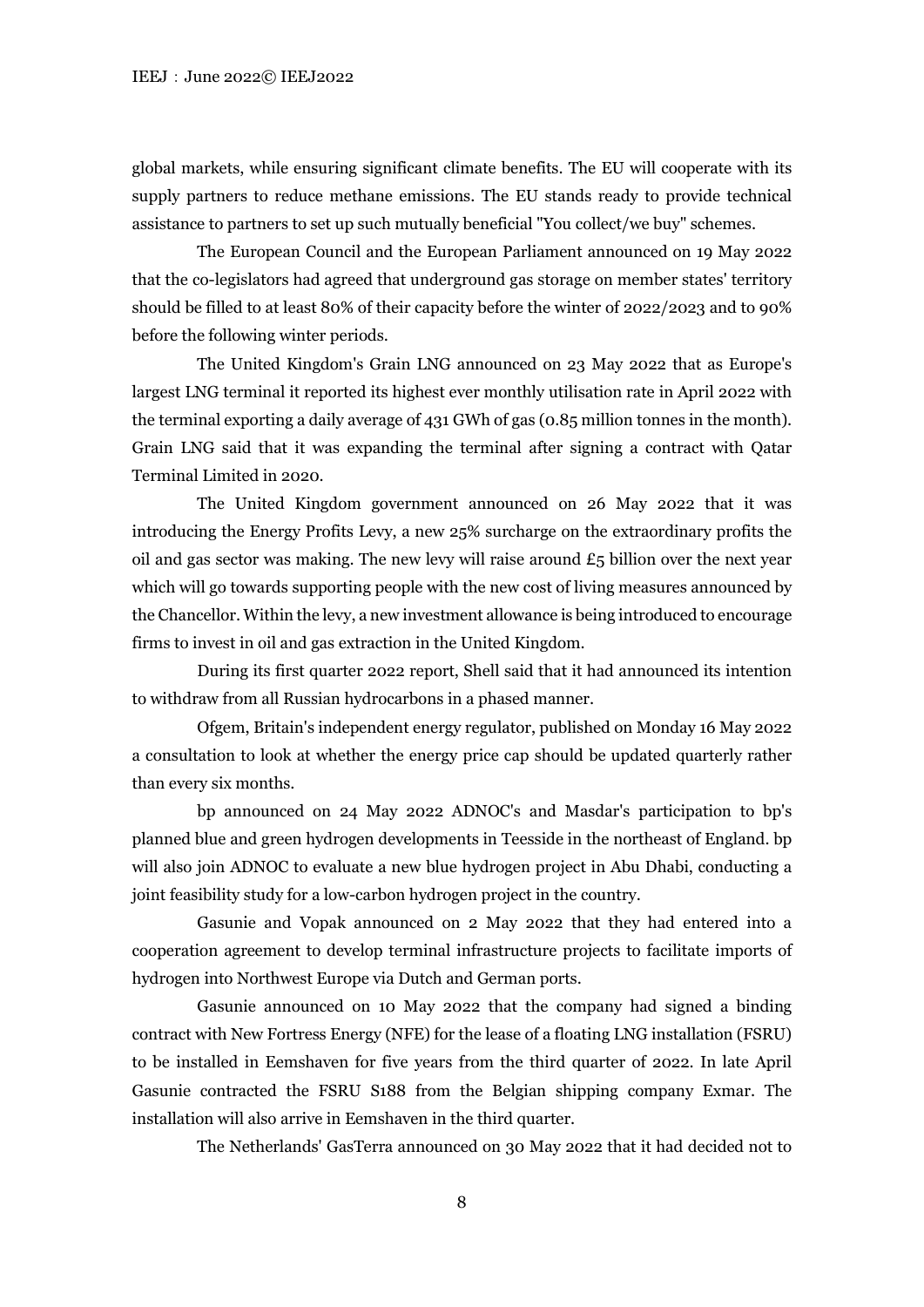global markets, while ensuring significant climate benefits. The EU will cooperate with its supply partners to reduce methane emissions. The EU stands ready to provide technical assistance to partners to set up such mutually beneficial "You collect/we buy" schemes.

The European Council and the European Parliament announced on 19 May 2022 that the co-legislators had agreed that underground gas storage on member states' territory should be filled to at least 80% of their capacity before the winter of 2022/2023 and to 90% before the following winter periods.

The United Kingdom's Grain LNG announced on 23 May 2022 that as Europe's largest LNG terminal it reported its highest ever monthly utilisation rate in April 2022 with the terminal exporting a daily average of 431 GWh of gas (0.85 million tonnes in the month). Grain LNG said that it was expanding the terminal after signing a contract with Qatar Terminal Limited in 2020.

The United Kingdom government announced on 26 May 2022 that it was introducing the Energy Profits Levy, a new 25% surcharge on the extraordinary profits the oil and gas sector was making. The new levy will raise around £5 billion over the next year which will go towards supporting people with the new cost of living measures announced by the Chancellor. Within the levy, a new investment allowance is being introduced to encourage firms to invest in oil and gas extraction in the United Kingdom.

During its first quarter 2022 report, Shell said that it had announced its intention to withdraw from all Russian hydrocarbons in a phased manner.

Ofgem, Britain's independent energy regulator, published on Monday 16 May 2022 a consultation to look at whether the energy price cap should be updated quarterly rather than every six months.

bp announced on 24 May 2022 ADNOC's and Masdar's participation to bp's planned blue and green hydrogen developments in Teesside in the northeast of England. bp will also join ADNOC to evaluate a new blue hydrogen project in Abu Dhabi, conducting a joint feasibility study for a low-carbon hydrogen project in the country.

Gasunie and Vopak announced on 2 May 2022 that they had entered into a cooperation agreement to develop terminal infrastructure projects to facilitate imports of hydrogen into Northwest Europe via Dutch and German ports.

Gasunie announced on 10 May 2022 that the company had signed a binding contract with New Fortress Energy (NFE) for the lease of a floating LNG installation (FSRU) to be installed in Eemshaven for five years from the third quarter of 2022. In late April Gasunie contracted the FSRU S188 from the Belgian shipping company Exmar. The installation will also arrive in Eemshaven in the third quarter.

The Netherlands' GasTerra announced on 30 May 2022 that it had decided not to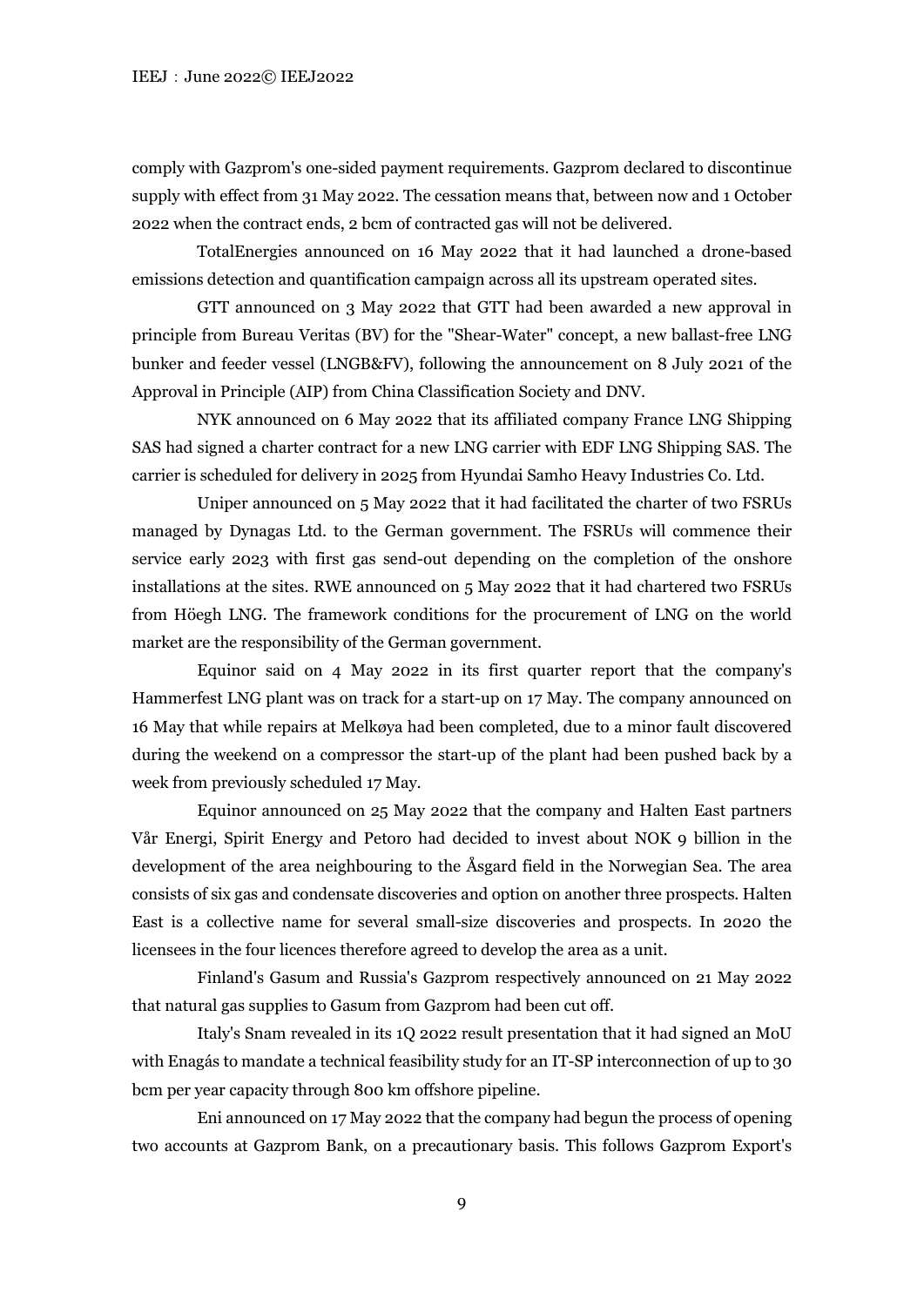comply with Gazprom's one-sided payment requirements. Gazprom declared to discontinue supply with effect from 31 May 2022. The cessation means that, between now and 1 October 2022 when the contract ends, 2 bcm of contracted gas will not be delivered.

TotalEnergies announced on 16 May 2022 that it had launched a drone-based emissions detection and quantification campaign across all its upstream operated sites.

GTT announced on 3 May 2022 that GTT had been awarded a new approval in principle from Bureau Veritas (BV) for the "Shear-Water" concept, a new ballast-free LNG bunker and feeder vessel (LNGB&FV), following the announcement on 8 July 2021 of the Approval in Principle (AIP) from China Classification Society and DNV.

NYK announced on 6 May 2022 that its affiliated company France LNG Shipping SAS had signed a charter contract for a new LNG carrier with EDF LNG Shipping SAS. The carrier is scheduled for delivery in 2025 from Hyundai Samho Heavy Industries Co. Ltd.

Uniper announced on 5 May 2022 that it had facilitated the charter of two FSRUs managed by Dynagas Ltd. to the German government. The FSRUs will commence their service early 2023 with first gas send-out depending on the completion of the onshore installations at the sites. RWE announced on 5 May 2022 that it had chartered two FSRUs from Höegh LNG. The framework conditions for the procurement of LNG on the world market are the responsibility of the German government.

Equinor said on 4 May 2022 in its first quarter report that the company's Hammerfest LNG plant was on track for a start-up on 17 May. The company announced on 16 May that while repairs at Melkøya had been completed, due to a minor fault discovered during the weekend on a compressor the start-up of the plant had been pushed back by a week from previously scheduled 17 May.

Equinor announced on 25 May 2022 that the company and Halten East partners Vår Energi, Spirit Energy and Petoro had decided to invest about NOK 9 billion in the development of the area neighbouring to the Åsgard field in the Norwegian Sea. The area consists of six gas and condensate discoveries and option on another three prospects. Halten East is a collective name for several small-size discoveries and prospects. In 2020 the licensees in the four licences therefore agreed to develop the area as a unit.

Finland's Gasum and Russia's Gazprom respectively announced on 21 May 2022 that natural gas supplies to Gasum from Gazprom had been cut off.

Italy's Snam revealed in its 1Q 2022 result presentation that it had signed an MoU with Enagás to mandate a technical feasibility study for an IT-SP interconnection of up to 30 bcm per year capacity through 800 km offshore pipeline.

Eni announced on 17 May 2022 that the company had begun the process of opening two accounts at Gazprom Bank, on a precautionary basis. This follows Gazprom Export's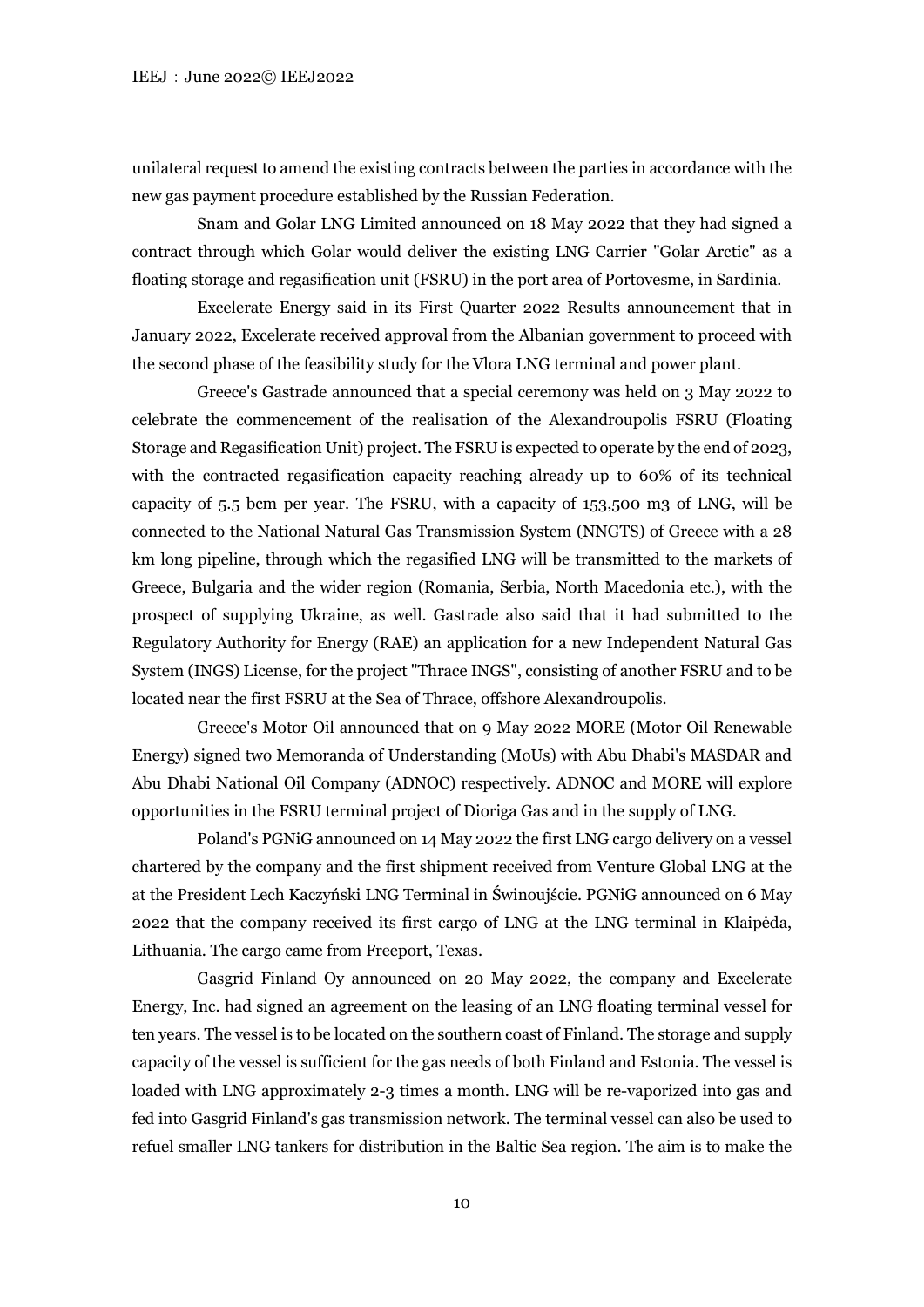unilateral request to amend the existing contracts between the parties in accordance with the new gas payment procedure established by the Russian Federation.

Snam and Golar LNG Limited announced on 18 May 2022 that they had signed a contract through which Golar would deliver the existing LNG Carrier "Golar Arctic" as a floating storage and regasification unit (FSRU) in the port area of Portovesme, in Sardinia.

Excelerate Energy said in its First Quarter 2022 Results announcement that in January 2022, Excelerate received approval from the Albanian government to proceed with the second phase of the feasibility study for the Vlora LNG terminal and power plant.

Greece's Gastrade announced that a special ceremony was held on 3 May 2022 to celebrate the commencement of the realisation of the Alexandroupolis FSRU (Floating Storage and Regasification Unit) project. The FSRU is expected to operate by the end of 2023, with the contracted regasification capacity reaching already up to 60% of its technical capacity of 5.5 bcm per year. The FSRU, with a capacity of 153,500 m3 of LNG, will be connected to the National Natural Gas Transmission System (NNGTS) of Greece with a 28 km long pipeline, through which the regasified LNG will be transmitted to the markets of Greece, Bulgaria and the wider region (Romania, Serbia, North Macedonia etc.), with the prospect of supplying Ukraine, as well. Gastrade also said that it had submitted to the Regulatory Authority for Energy (RAE) an application for a new Independent Natural Gas System (INGS) License, for the project "Thrace INGS", consisting of another FSRU and to be located near the first FSRU at the Sea of Thrace, offshore Alexandroupolis.

Greece's Motor Oil announced that on 9 May 2022 MORE (Motor Oil Renewable Energy) signed two Memoranda of Understanding (MoUs) with Abu Dhabi's MASDAR and Abu Dhabi National Oil Company (ADNOC) respectively. ADNOC and MORE will explore opportunities in the FSRU terminal project of Dioriga Gas and in the supply of LNG.

Poland's PGNiG announced on 14 May 2022 the first LNG cargo delivery on a vessel chartered by the company and the first shipment received from Venture Global LNG at the at the President Lech Kaczyński LNG Terminal in Świnoujście. PGNiG announced on 6 May 2022 that the company received its first cargo of LNG at the LNG terminal in Klaipėda, Lithuania. The cargo came from Freeport, Texas.

Gasgrid Finland Oy announced on 20 May 2022, the company and Excelerate Energy, Inc. had signed an agreement on the leasing of an LNG floating terminal vessel for ten years. The vessel is to be located on the southern coast of Finland. The storage and supply capacity of the vessel is sufficient for the gas needs of both Finland and Estonia. The vessel is loaded with LNG approximately 2-3 times a month. LNG will be re-vaporized into gas and fed into Gasgrid Finland's gas transmission network. The terminal vessel can also be used to refuel smaller LNG tankers for distribution in the Baltic Sea region. The aim is to make the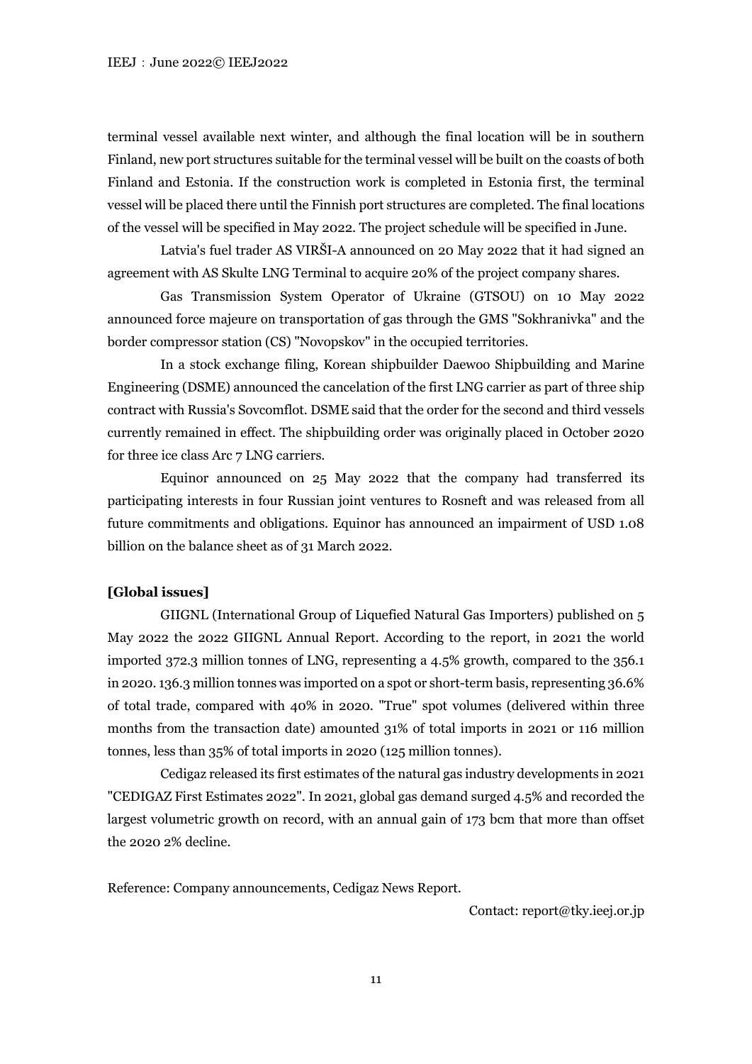terminal vessel available next winter, and although the final location will be in southern Finland, new port structures suitable for the terminal vessel will be built on the coasts of both Finland and Estonia. If the construction work is completed in Estonia first, the terminal vessel will be placed there until the Finnish port structures are completed. The final locations of the vessel will be specified in May 2022. The project schedule will be specified in June.

Latvia's fuel trader AS VIRŠI-A announced on 20 May 2022 that it had signed an agreement with AS Skulte LNG Terminal to acquire 20% of the project company shares.

Gas Transmission System Operator of Ukraine (GTSOU) on 10 May 2022 announced force majeure on transportation of gas through the GMS "Sokhranivka" and the border compressor station (CS) "Novopskov" in the occupied territories.

In a stock exchange filing, Korean shipbuilder Daewoo Shipbuilding and Marine Engineering (DSME) announced the cancelation of the first LNG carrier as part of three ship contract with Russia's Sovcomflot. DSME said that the order for the second and third vessels currently remained in effect. The shipbuilding order was originally placed in October 2020 for three ice class Arc 7 LNG carriers.

Equinor announced on 25 May 2022 that the company had transferred its participating interests in four Russian joint ventures to Rosneft and was released from all future commitments and obligations. Equinor has announced an impairment of USD 1.08 billion on the balance sheet as of 31 March 2022.

**[Global issues]**

GIIGNL (International Group of Liquefied Natural Gas Importers) published on 5 May 2022 the 2022 GIIGNL Annual Report. According to the report, in 2021 the world imported 372.3 million tonnes of LNG, representing a 4.5% growth, compared to the 356.1 in 2020. 136.3 million tonnes was imported on a spot or short-term basis, representing 36.6% of total trade, compared with 40% in 2020. "True" spot volumes (delivered within three months from the transaction date) amounted 31% of total imports in 2021 or 116 million tonnes, less than 35% of total imports in 2020 (125 million tonnes).

Cedigaz released its first estimates of the natural gas industry developments in 2021 "CEDIGAZ First Estimates 2022". In 2021, global gas demand surged 4.5% and recorded the largest volumetric growth on record, with an annual gain of 173 bcm that more than offset the 2020 2% decline.

Reference: Company announcements, Cedigaz News Report.

Contact: report@tky.ieej.or.jp